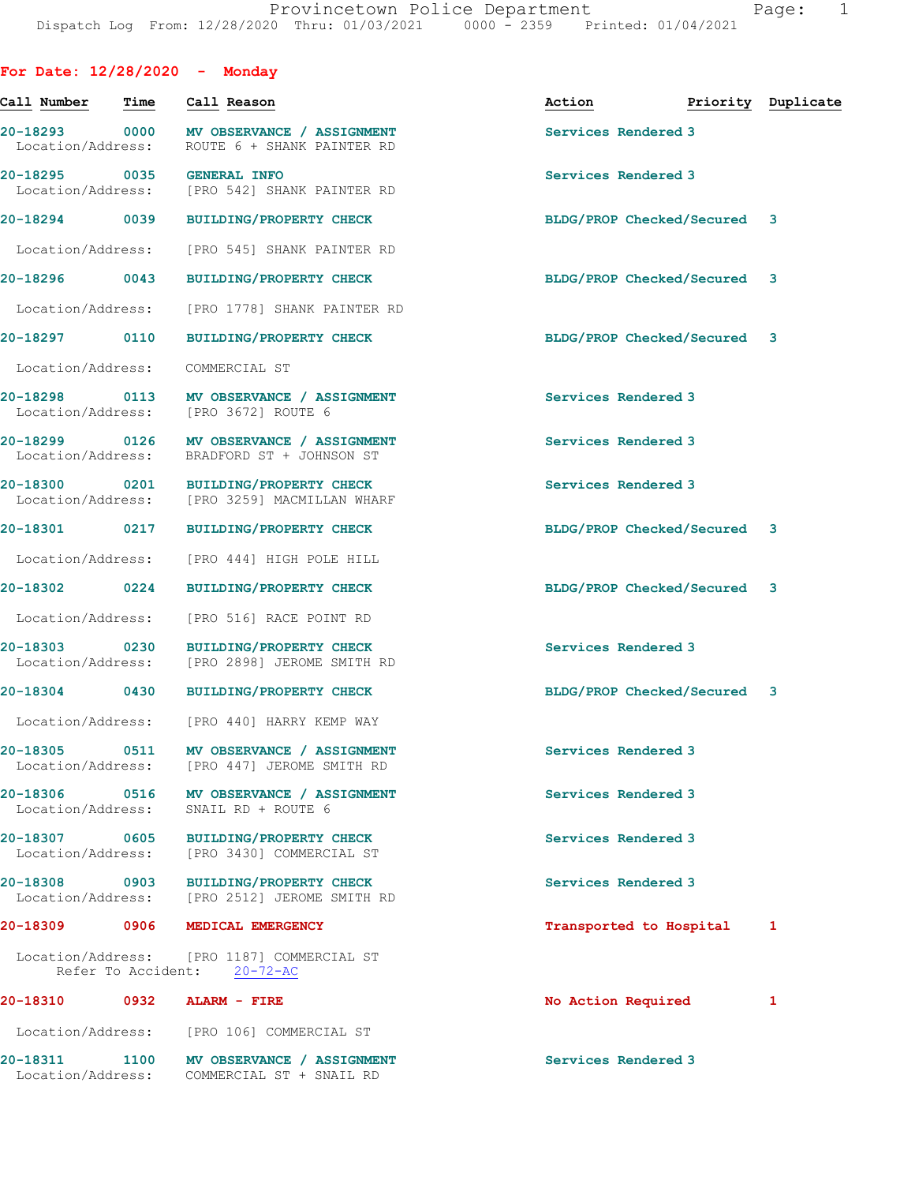# Provincetown Police Department

Dispatch Log From: 12/28/2020 Thru: 01/03/2021 0000 - 2359 Printed: 01/04/2021

## For Date: 12/28/2020 - Monday

| Call Number | Time | Call Reason | Action | Priority | Duplicate |
|---|---|---|---|---|---|
| 20-18293 | 0000 | MV OBSERVANCE / ASSIGNMENT | Services Rendered | 3 | |
| Location/Address: | | ROUTE 6 + SHANK PAINTER RD | | | |
| 20-18295 | 0035 | GENERAL INFO | Services Rendered | 3 | |
| Location/Address: | | [PRO 542] SHANK PAINTER RD | | | |
| 20-18294 | 0039 | BUILDING/PROPERTY CHECK | BLDG/PROP Checked/Secured | 3 | |
| Location/Address: | | [PRO 545] SHANK PAINTER RD | | | |
| 20-18296 | 0043 | BUILDING/PROPERTY CHECK | BLDG/PROP Checked/Secured | 3 | |
| Location/Address: | | [PRO 1778] SHANK PAINTER RD | | | |
| 20-18297 | 0110 | BUILDING/PROPERTY CHECK | BLDG/PROP Checked/Secured | 3 | |
| Location/Address: | | COMMERCIAL ST | | | |
| 20-18298 | 0113 | MV OBSERVANCE / ASSIGNMENT | Services Rendered | 3 | |
| Location/Address: | | [PRO 3672] ROUTE 6 | | | |
| 20-18299 | 0126 | MV OBSERVANCE / ASSIGNMENT | Services Rendered | 3 | |
| Location/Address: | | BRADFORD ST + JOHNSON ST | | | |
| 20-18300 | 0201 | BUILDING/PROPERTY CHECK | Services Rendered | 3 | |
| Location/Address: | | [PRO 3259] MACMILLAN WHARF | | | |
| 20-18301 | 0217 | BUILDING/PROPERTY CHECK | BLDG/PROP Checked/Secured | 3 | |
| Location/Address: | | [PRO 444] HIGH POLE HILL | | | |
| 20-18302 | 0224 | BUILDING/PROPERTY CHECK | BLDG/PROP Checked/Secured | 3 | |
| Location/Address: | | [PRO 516] RACE POINT RD | | | |
| 20-18303 | 0230 | BUILDING/PROPERTY CHECK | Services Rendered | 3 | |
| Location/Address: | | [PRO 2898] JEROME SMITH RD | | | |
| 20-18304 | 0430 | BUILDING/PROPERTY CHECK | BLDG/PROP Checked/Secured | 3 | |
| Location/Address: | | [PRO 440] HARRY KEMP WAY | | | |
| 20-18305 | 0511 | MV OBSERVANCE / ASSIGNMENT | Services Rendered | 3 | |
| Location/Address: | | [PRO 447] JEROME SMITH RD | | | |
| 20-18306 | 0516 | MV OBSERVANCE / ASSIGNMENT | Services Rendered | 3 | |
| Location/Address: | | SNAIL RD + ROUTE 6 | | | |
| 20-18307 | 0605 | BUILDING/PROPERTY CHECK | Services Rendered | 3 | |
| Location/Address: | | [PRO 3430] COMMERCIAL ST | | | |
| 20-18308 | 0903 | BUILDING/PROPERTY CHECK | Services Rendered | 3 | |
| Location/Address: | | [PRO 2512] JEROME SMITH RD | | | |
| 20-18309 | 0906 | MEDICAL EMERGENCY | Transported to Hospital | 1 | |
| Location/Address: | | [PRO 1187] COMMERCIAL ST | | | |
| Refer To Accident: | | 20-72-AC | | | |
| 20-18310 | 0932 | ALARM - FIRE | No Action Required | 1 | |
| Location/Address: | | [PRO 106] COMMERCIAL ST | | | |
| 20-18311 | 1100 | MV OBSERVANCE / ASSIGNMENT | Services Rendered | 3 | |
| Location/Address: | | COMMERCIAL ST + SNAIL RD | | | |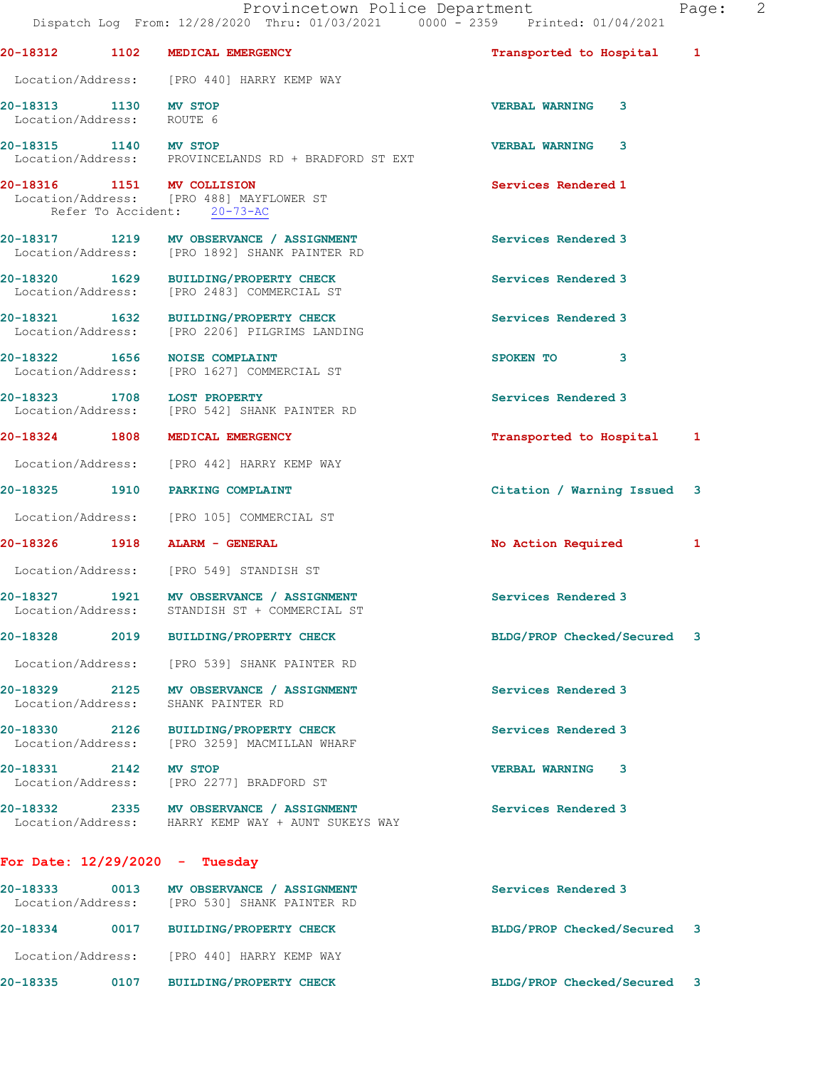20-18312 1102 **MEDICAL EMERGENCY** Transported to Hospital 1
Location/Address: [PRO 440] HARRY KEMP WAY

20-18313 1130 **MV STOP** VERBAL WARNING 3
Location/Address: ROUTE 6

20-18315 1140 **MV STOP** VERBAL WARNING 3
Location/Address: PROVINCELANDS RD + BRADFORD ST EXT

20-18316 1151 **MV COLLISION** Services Rendered 1
Location/Address: [PRO 488] MAYFLOWER ST
Refer To Accident: 20-73-AC

20-18317 1219 **MV OBSERVANCE / ASSIGNMENT** Services Rendered 3
Location/Address: [PRO 1892] SHANK PAINTER RD

20-18320 1629 **BUILDING/PROPERTY CHECK** Services Rendered 3
Location/Address: [PRO 2483] COMMERCIAL ST

20-18321 1632 **BUILDING/PROPERTY CHECK** Services Rendered 3
Location/Address: [PRO 2206] PILGRIMS LANDING

20-18322 1656 **NOISE COMPLAINT** SPOKEN TO 3
Location/Address: [PRO 1627] COMMERCIAL ST

20-18323 1708 **LOST PROPERTY** Services Rendered 3
Location/Address: [PRO 542] SHANK PAINTER RD

20-18324 1808 **MEDICAL EMERGENCY** Transported to Hospital 1
Location/Address: [PRO 442] HARRY KEMP WAY

20-18325 1910 **PARKING COMPLAINT** Citation / Warning Issued 3
Location/Address: [PRO 105] COMMERCIAL ST

20-18326 1918 **ALARM - GENERAL** No Action Required 1
Location/Address: [PRO 549] STANDISH ST

20-18327 1921 **MV OBSERVANCE / ASSIGNMENT** Services Rendered 3
Location/Address: STANDISH ST + COMMERCIAL ST

20-18328 2019 **BUILDING/PROPERTY CHECK** BLDG/PROP Checked/Secured 3
Location/Address: [PRO 539] SHANK PAINTER RD

20-18329 2125 **MV OBSERVANCE / ASSIGNMENT** Services Rendered 3
Location/Address: SHANK PAINTER RD

20-18330 2126 **BUILDING/PROPERTY CHECK** Services Rendered 3
Location/Address: [PRO 3259] MACMILLAN WHARF

20-18331 2142 **MV STOP** VERBAL WARNING 3
Location/Address: [PRO 2277] BRADFORD ST

20-18332 2335 **MV OBSERVANCE / ASSIGNMENT** Services Rendered 3
Location/Address: HARRY KEMP WAY + AUNT SUKEYS WAY

## For Date: 12/29/2020 - Tuesday

20-18333 0013 **MV OBSERVANCE / ASSIGNMENT** Services Rendered 3
Location/Address: [PRO 530] SHANK PAINTER RD

20-18334 0017 **BUILDING/PROPERTY CHECK** BLDG/PROP Checked/Secured 3
Location/Address: [PRO 440] HARRY KEMP WAY

20-18335 0107 **BUILDING/PROPERTY CHECK** BLDG/PROP Checked/Secured 3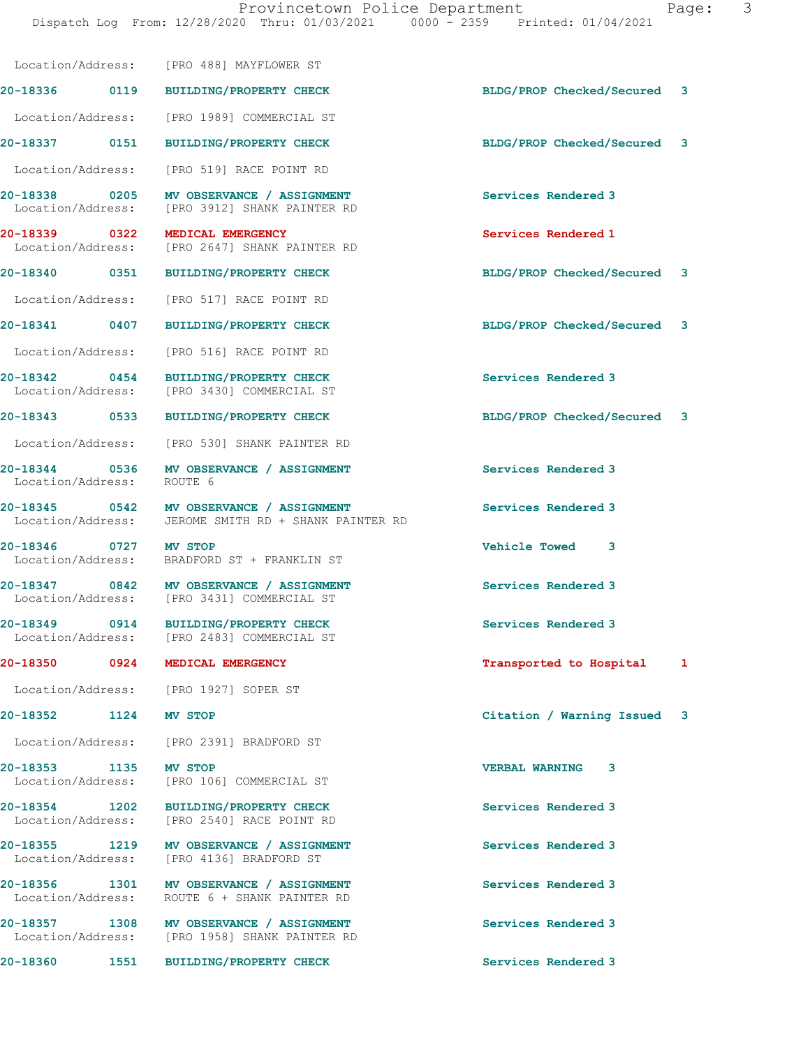Location/Address: [PRO 488] MAYFLOWER ST

**20-18336 0119 BUILDING/PROPERTY CHECK** BLDG/PROP Checked/Secured 3
Location/Address: [PRO 1989] COMMERCIAL ST

**20-18337 0151 BUILDING/PROPERTY CHECK** BLDG/PROP Checked/Secured 3
Location/Address: [PRO 519] RACE POINT RD

**20-18338 0205 MV OBSERVANCE / ASSIGNMENT** Services Rendered 3
Location/Address: [PRO 3912] SHANK PAINTER RD

**20-18339 0322 MEDICAL EMERGENCY** Services Rendered 1
Location/Address: [PRO 2647] SHANK PAINTER RD

**20-18340 0351 BUILDING/PROPERTY CHECK** BLDG/PROP Checked/Secured 3
Location/Address: [PRO 517] RACE POINT RD

**20-18341 0407 BUILDING/PROPERTY CHECK** BLDG/PROP Checked/Secured 3
Location/Address: [PRO 516] RACE POINT RD

**20-18342 0454 BUILDING/PROPERTY CHECK** Services Rendered 3
Location/Address: [PRO 3430] COMMERCIAL ST

**20-18343 0533 BUILDING/PROPERTY CHECK** BLDG/PROP Checked/Secured 3
Location/Address: [PRO 530] SHANK PAINTER RD

**20-18344 0536 MV OBSERVANCE / ASSIGNMENT** Services Rendered 3
Location/Address: ROUTE 6

**20-18345 0542 MV OBSERVANCE / ASSIGNMENT** Services Rendered 3
Location/Address: JEROME SMITH RD + SHANK PAINTER RD

**20-18346 0727 MV STOP** Vehicle Towed 3
Location/Address: BRADFORD ST + FRANKLIN ST

**20-18347 0842 MV OBSERVANCE / ASSIGNMENT** Services Rendered 3
Location/Address: [PRO 3431] COMMERCIAL ST

**20-18349 0914 BUILDING/PROPERTY CHECK** Services Rendered 3
Location/Address: [PRO 2483] COMMERCIAL ST

**20-18350 0924 MEDICAL EMERGENCY** Transported to Hospital 1
Location/Address: [PRO 1927] SOPER ST

**20-18352 1124 MV STOP** Citation / Warning Issued 3
Location/Address: [PRO 2391] BRADFORD ST

**20-18353 1135 MV STOP** VERBAL WARNING 3
Location/Address: [PRO 106] COMMERCIAL ST

**20-18354 1202 BUILDING/PROPERTY CHECK** Services Rendered 3
Location/Address: [PRO 2540] RACE POINT RD

**20-18355 1219 MV OBSERVANCE / ASSIGNMENT** Services Rendered 3
Location/Address: [PRO 4136] BRADFORD ST

**20-18356 1301 MV OBSERVANCE / ASSIGNMENT** Services Rendered 3
Location/Address: ROUTE 6 + SHANK PAINTER RD

**20-18357 1308 MV OBSERVANCE / ASSIGNMENT** Services Rendered 3
Location/Address: [PRO 1958] SHANK PAINTER RD

**20-18360 1551 BUILDING/PROPERTY CHECK** Services Rendered 3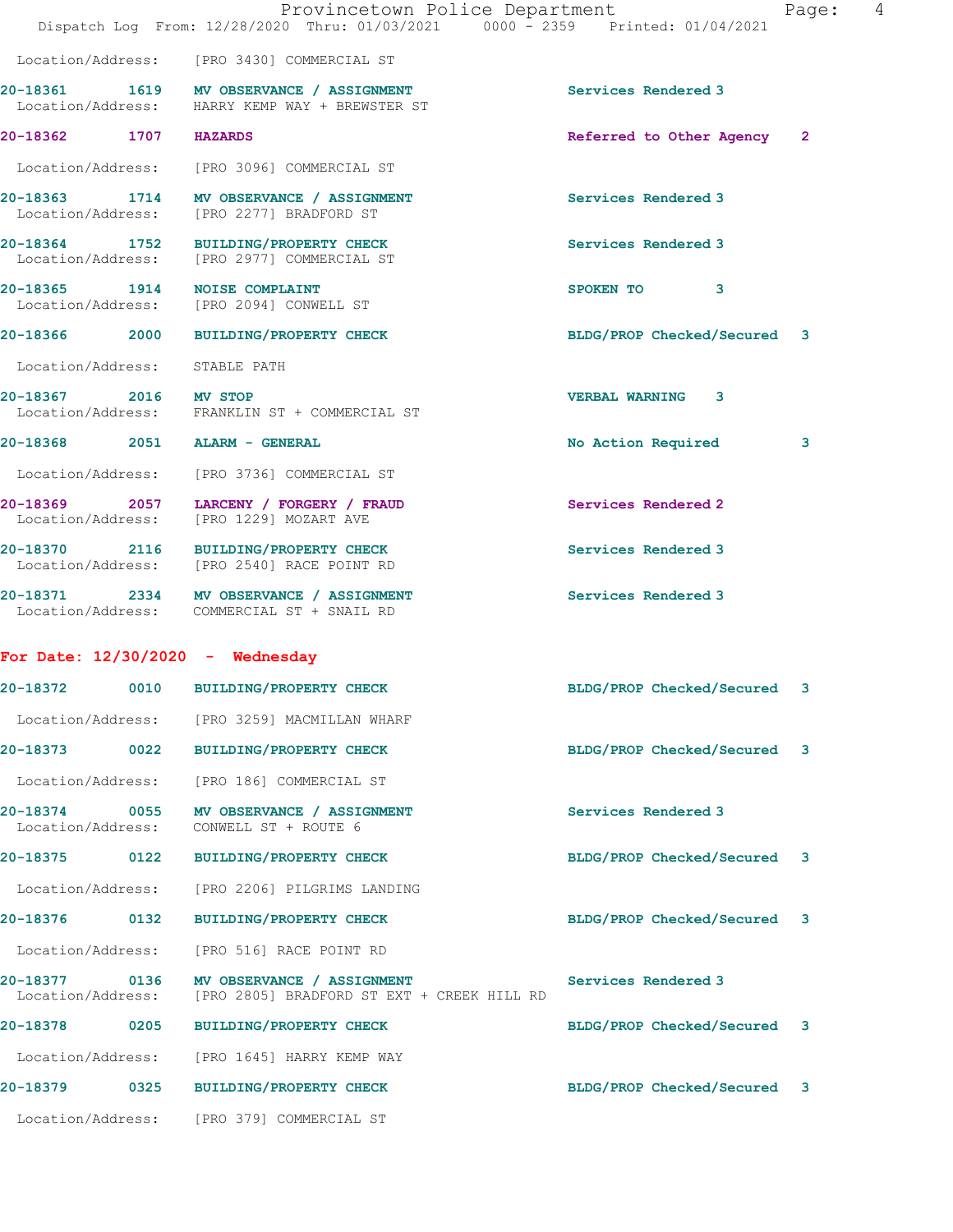Location/Address: [PRO 3430] COMMERCIAL ST

**20-18361 1619 MV OBSERVANCE / ASSIGNMENT** Services Rendered 3
Location/Address: HARRY KEMP WAY + BREWSTER ST

**20-18362 1707 HAZARDS** Referred to Other Agency 2
Location/Address: [PRO 3096] COMMERCIAL ST

**20-18363 1714 MV OBSERVANCE / ASSIGNMENT** Services Rendered 3
Location/Address: [PRO 2277] BRADFORD ST

**20-18364 1752 BUILDING/PROPERTY CHECK** Services Rendered 3
Location/Address: [PRO 2977] COMMERCIAL ST

**20-18365 1914 NOISE COMPLAINT** SPOKEN TO 3
Location/Address: [PRO 2094] CONWELL ST

**20-18366 2000 BUILDING/PROPERTY CHECK** BLDG/PROP Checked/Secured 3
Location/Address: STABLE PATH

**20-18367 2016 MV STOP** VERBAL WARNING 3
Location/Address: FRANKLIN ST + COMMERCIAL ST

**20-18368 2051 ALARM - GENERAL** No Action Required 3
Location/Address: [PRO 3736] COMMERCIAL ST

**20-18369 2057 LARCENY / FORGERY / FRAUD** Services Rendered 2
Location/Address: [PRO 1229] MOZART AVE

**20-18370 2116 BUILDING/PROPERTY CHECK** Services Rendered 3
Location/Address: [PRO 2540] RACE POINT RD

**20-18371 2334 MV OBSERVANCE / ASSIGNMENT** Services Rendered 3
Location/Address: COMMERCIAL ST + SNAIL RD

## For Date: 12/30/2020 - Wednesday

**20-18372 0010 BUILDING/PROPERTY CHECK** BLDG/PROP Checked/Secured 3
Location/Address: [PRO 3259] MACMILLAN WHARF

**20-18373 0022 BUILDING/PROPERTY CHECK** BLDG/PROP Checked/Secured 3
Location/Address: [PRO 186] COMMERCIAL ST

**20-18374 0055 MV OBSERVANCE / ASSIGNMENT** Services Rendered 3
Location/Address: CONWELL ST + ROUTE 6

**20-18375 0122 BUILDING/PROPERTY CHECK** BLDG/PROP Checked/Secured 3
Location/Address: [PRO 2206] PILGRIMS LANDING

**20-18376 0132 BUILDING/PROPERTY CHECK** BLDG/PROP Checked/Secured 3
Location/Address: [PRO 516] RACE POINT RD

**20-18377 0136 MV OBSERVANCE / ASSIGNMENT** Services Rendered 3
Location/Address: [PRO 2805] BRADFORD ST EXT + CREEK HILL RD

**20-18378 0205 BUILDING/PROPERTY CHECK** BLDG/PROP Checked/Secured 3
Location/Address: [PRO 1645] HARRY KEMP WAY

**20-18379 0325 BUILDING/PROPERTY CHECK** BLDG/PROP Checked/Secured 3
Location/Address: [PRO 379] COMMERCIAL ST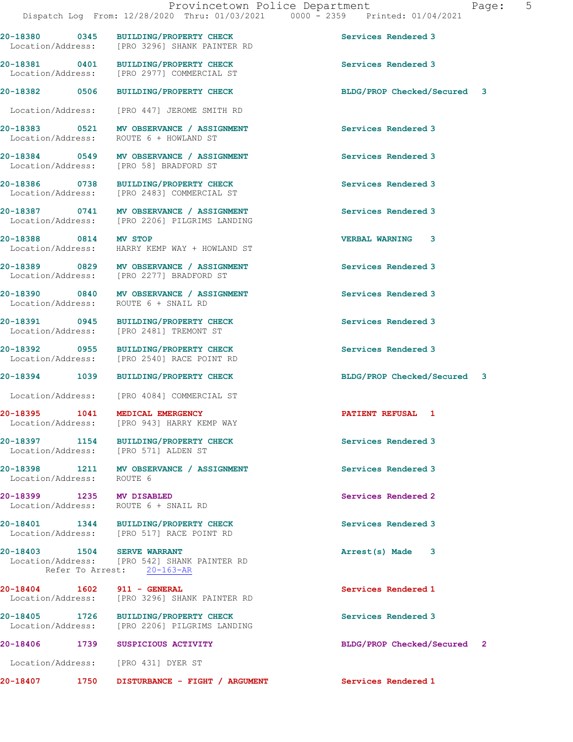20-18380 0345 BUILDING/PROPERTY CHECK Services Rendered 3
Location/Address: [PRO 3296] SHANK PAINTER RD

20-18381 0401 BUILDING/PROPERTY CHECK Services Rendered 3
Location/Address: [PRO 2977] COMMERCIAL ST

20-18382 0506 BUILDING/PROPERTY CHECK BLDG/PROP Checked/Secured 3
Location/Address: [PRO 447] JEROME SMITH RD

20-18383 0521 MV OBSERVANCE / ASSIGNMENT Services Rendered 3
Location/Address: ROUTE 6 + HOWLAND ST

20-18384 0549 MV OBSERVANCE / ASSIGNMENT Services Rendered 3
Location/Address: [PRO 58] BRADFORD ST

20-18386 0738 BUILDING/PROPERTY CHECK Services Rendered 3
Location/Address: [PRO 2483] COMMERCIAL ST

20-18387 0741 MV OBSERVANCE / ASSIGNMENT Services Rendered 3
Location/Address: [PRO 2206] PILGRIMS LANDING

20-18388 0814 MV STOP VERBAL WARNING 3
Location/Address: HARRY KEMP WAY + HOWLAND ST

20-18389 0829 MV OBSERVANCE / ASSIGNMENT Services Rendered 3
Location/Address: [PRO 2277] BRADFORD ST

20-18390 0840 MV OBSERVANCE / ASSIGNMENT Services Rendered 3
Location/Address: ROUTE 6 + SNAIL RD

20-18391 0945 BUILDING/PROPERTY CHECK Services Rendered 3
Location/Address: [PRO 2481] TREMONT ST

20-18392 0955 BUILDING/PROPERTY CHECK Services Rendered 3
Location/Address: [PRO 2540] RACE POINT RD

20-18394 1039 BUILDING/PROPERTY CHECK BLDG/PROP Checked/Secured 3
Location/Address: [PRO 4084] COMMERCIAL ST

20-18395 1041 MEDICAL EMERGENCY PATIENT REFUSAL 1
Location/Address: [PRO 943] HARRY KEMP WAY

20-18397 1154 BUILDING/PROPERTY CHECK Services Rendered 3
Location/Address: [PRO 571] ALDEN ST

20-18398 1211 MV OBSERVANCE / ASSIGNMENT Services Rendered 3
Location/Address: ROUTE 6

20-18399 1235 MV DISABLED Services Rendered 2
Location/Address: ROUTE 6 + SNAIL RD

20-18401 1344 BUILDING/PROPERTY CHECK Services Rendered 3
Location/Address: [PRO 517] RACE POINT RD

20-18403 1504 SERVE WARRANT Arrest(s) Made 3
Location/Address: [PRO 542] SHANK PAINTER RD
Refer To Arrest: 20-163-AR

20-18404 1602 911 - GENERAL Services Rendered 1
Location/Address: [PRO 3296] SHANK PAINTER RD

20-18405 1726 BUILDING/PROPERTY CHECK Services Rendered 3
Location/Address: [PRO 2206] PILGRIMS LANDING

20-18406 1739 SUSPICIOUS ACTIVITY BLDG/PROP Checked/Secured 2
Location/Address: [PRO 431] DYER ST

20-18407 1750 DISTURBANCE - FIGHT / ARGUMENT Services Rendered 1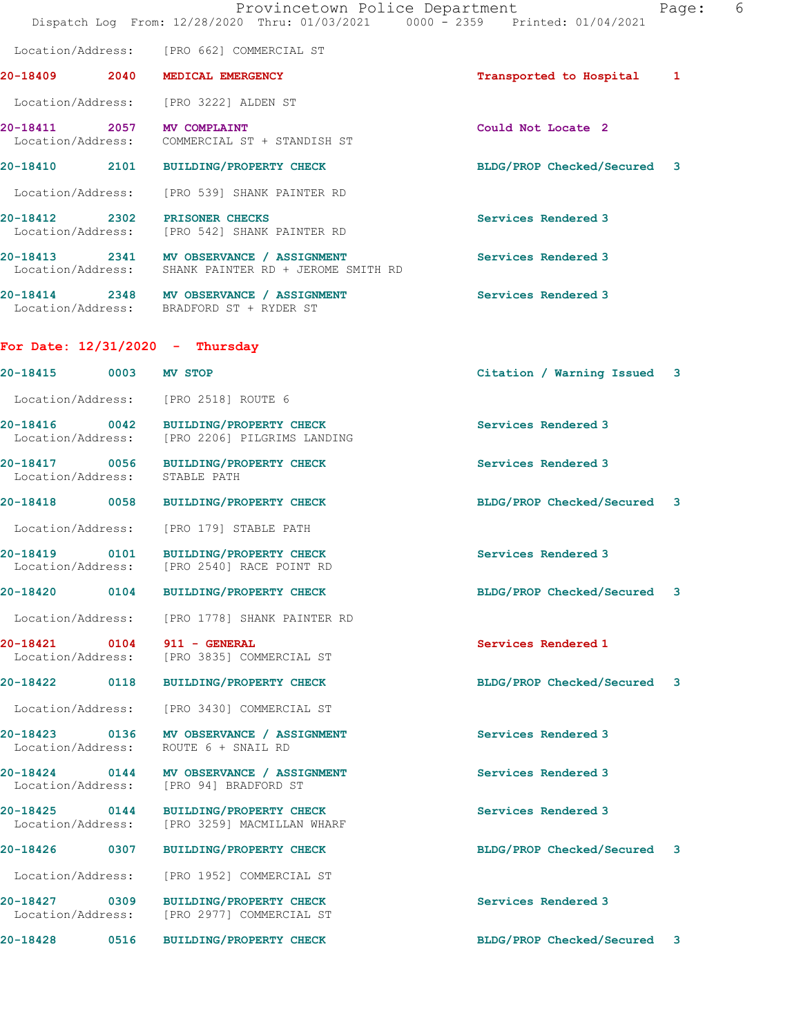Location/Address: [PRO 662] COMMERCIAL ST

**20-18409 2040 MEDICAL EMERGENCY** Transported to Hospital 1

Location/Address: [PRO 3222] ALDEN ST

**20-18411 2057 MV COMPLAINT** Could Not Locate 2
Location/Address: COMMERCIAL ST + STANDISH ST

**20-18410 2101 BUILDING/PROPERTY CHECK** BLDG/PROP Checked/Secured 3

Location/Address: [PRO 539] SHANK PAINTER RD

**20-18412 2302 PRISONER CHECKS** Services Rendered 3
Location/Address: [PRO 542] SHANK PAINTER RD

**20-18413 2341 MV OBSERVANCE / ASSIGNMENT** Services Rendered 3
Location/Address: SHANK PAINTER RD + JEROME SMITH RD

**20-18414 2348 MV OBSERVANCE / ASSIGNMENT** Services Rendered 3
Location/Address: BRADFORD ST + RYDER ST

## For Date: 12/31/2020 - Thursday

**20-18415 0003 MV STOP** Citation / Warning Issued 3

Location/Address: [PRO 2518] ROUTE 6

**20-18416 0042 BUILDING/PROPERTY CHECK** Services Rendered 3
Location/Address: [PRO 2206] PILGRIMS LANDING

**20-18417 0056 BUILDING/PROPERTY CHECK** Services Rendered 3
Location/Address: STABLE PATH

**20-18418 0058 BUILDING/PROPERTY CHECK** BLDG/PROP Checked/Secured 3

Location/Address: [PRO 179] STABLE PATH

**20-18419 0101 BUILDING/PROPERTY CHECK** Services Rendered 3
Location/Address: [PRO 2540] RACE POINT RD

**20-18420 0104 BUILDING/PROPERTY CHECK** BLDG/PROP Checked/Secured 3

Location/Address: [PRO 1778] SHANK PAINTER RD

**20-18421 0104 911 - GENERAL** Services Rendered 1
Location/Address: [PRO 3835] COMMERCIAL ST

**20-18422 0118 BUILDING/PROPERTY CHECK** BLDG/PROP Checked/Secured 3

Location/Address: [PRO 3430] COMMERCIAL ST

**20-18423 0136 MV OBSERVANCE / ASSIGNMENT** Services Rendered 3
Location/Address: ROUTE 6 + SNAIL RD

**20-18424 0144 MV OBSERVANCE / ASSIGNMENT** Services Rendered 3
Location/Address: [PRO 94] BRADFORD ST

**20-18425 0144 BUILDING/PROPERTY CHECK** Services Rendered 3
Location/Address: [PRO 3259] MACMILLAN WHARF

**20-18426 0307 BUILDING/PROPERTY CHECK** BLDG/PROP Checked/Secured 3

Location/Address: [PRO 1952] COMMERCIAL ST

**20-18427 0309 BUILDING/PROPERTY CHECK** Services Rendered 3
Location/Address: [PRO 2977] COMMERCIAL ST

**20-18428 0516 BUILDING/PROPERTY CHECK** BLDG/PROP Checked/Secured 3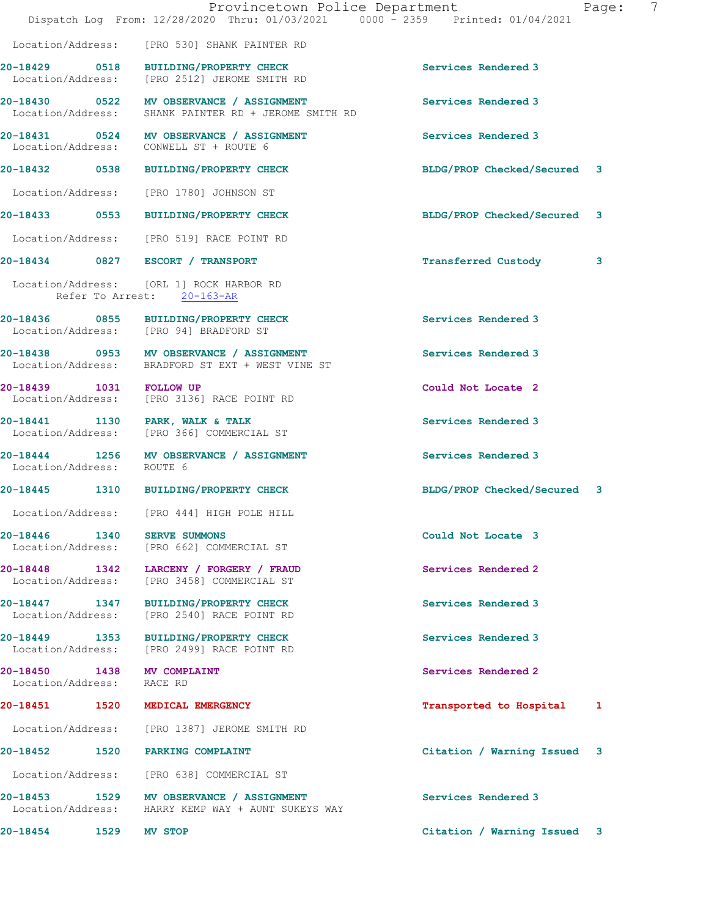Location/Address: [PRO 530] SHANK PAINTER RD

**20-18429 0518 BUILDING/PROPERTY CHECK** Services Rendered 3
Location/Address: [PRO 2512] JEROME SMITH RD

**20-18430 0522 MV OBSERVANCE / ASSIGNMENT** Services Rendered 3
Location/Address: SHANK PAINTER RD + JEROME SMITH RD

**20-18431 0524 MV OBSERVANCE / ASSIGNMENT** Services Rendered 3
Location/Address: CONWELL ST + ROUTE 6

**20-18432 0538 BUILDING/PROPERTY CHECK** BLDG/PROP Checked/Secured 3
Location/Address: [PRO 1780] JOHNSON ST

**20-18433 0553 BUILDING/PROPERTY CHECK** BLDG/PROP Checked/Secured 3
Location/Address: [PRO 519] RACE POINT RD

**20-18434 0827 ESCORT / TRANSPORT** Transferred Custody 3
Location/Address: [ORL 1] ROCK HARBOR RD
Refer To Arrest: 20-163-AR

**20-18436 0855 BUILDING/PROPERTY CHECK** Services Rendered 3
Location/Address: [PRO 94] BRADFORD ST

**20-18438 0953 MV OBSERVANCE / ASSIGNMENT** Services Rendered 3
Location/Address: BRADFORD ST EXT + WEST VINE ST

**20-18439 1031 FOLLOW UP** Could Not Locate 2
Location/Address: [PRO 3136] RACE POINT RD

**20-18441 1130 PARK, WALK & TALK** Services Rendered 3
Location/Address: [PRO 366] COMMERCIAL ST

**20-18444 1256 MV OBSERVANCE / ASSIGNMENT** Services Rendered 3
Location/Address: ROUTE 6

**20-18445 1310 BUILDING/PROPERTY CHECK** BLDG/PROP Checked/Secured 3
Location/Address: [PRO 444] HIGH POLE HILL

**20-18446 1340 SERVE SUMMONS** Could Not Locate 3
Location/Address: [PRO 662] COMMERCIAL ST

**20-18448 1342 LARCENY / FORGERY / FRAUD** Services Rendered 2
Location/Address: [PRO 3458] COMMERCIAL ST

**20-18447 1347 BUILDING/PROPERTY CHECK** Services Rendered 3
Location/Address: [PRO 2540] RACE POINT RD

**20-18449 1353 BUILDING/PROPERTY CHECK** Services Rendered 3
Location/Address: [PRO 2499] RACE POINT RD

**20-18450 1438 MV COMPLAINT** Services Rendered 2
Location/Address: RACE RD

**20-18451 1520 MEDICAL EMERGENCY** Transported to Hospital 1
Location/Address: [PRO 1387] JEROME SMITH RD

**20-18452 1520 PARKING COMPLAINT** Citation / Warning Issued 3
Location/Address: [PRO 638] COMMERCIAL ST

**20-18453 1529 MV OBSERVANCE / ASSIGNMENT** Services Rendered 3
Location/Address: HARRY KEMP WAY + AUNT SUKEYS WAY

**20-18454 1529 MV STOP** Citation / Warning Issued 3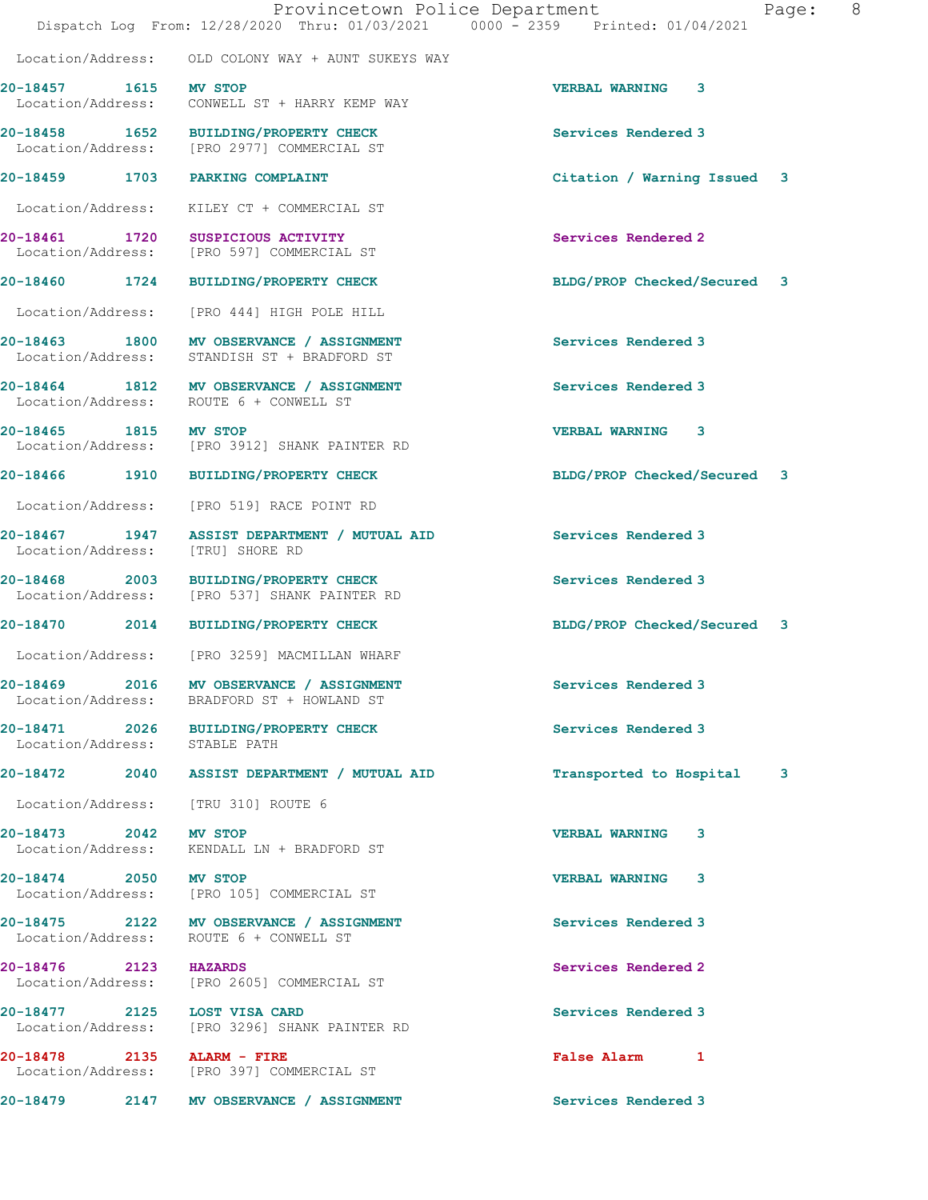Location/Address: OLD COLONY WAY + AUNT SUKEYS WAY

**20-18457 1615 MV STOP** VERBAL WARNING 3
Location/Address: CONWELL ST + HARRY KEMP WAY

**20-18458 1652 BUILDING/PROPERTY CHECK** Services Rendered 3
Location/Address: [PRO 2977] COMMERCIAL ST

**20-18459 1703 PARKING COMPLAINT** Citation / Warning Issued 3
Location/Address: KILEY CT + COMMERCIAL ST

**20-18461 1720 SUSPICIOUS ACTIVITY** Services Rendered 2
Location/Address: [PRO 597] COMMERCIAL ST

**20-18460 1724 BUILDING/PROPERTY CHECK** BLDG/PROP Checked/Secured 3
Location/Address: [PRO 444] HIGH POLE HILL

**20-18463 1800 MV OBSERVANCE / ASSIGNMENT** Services Rendered 3
Location/Address: STANDISH ST + BRADFORD ST

**20-18464 1812 MV OBSERVANCE / ASSIGNMENT** Services Rendered 3
Location/Address: ROUTE 6 + CONWELL ST

**20-18465 1815 MV STOP** VERBAL WARNING 3
Location/Address: [PRO 3912] SHANK PAINTER RD

**20-18466 1910 BUILDING/PROPERTY CHECK** BLDG/PROP Checked/Secured 3
Location/Address: [PRO 519] RACE POINT RD

**20-18467 1947 ASSIST DEPARTMENT / MUTUAL AID** Services Rendered 3
Location/Address: [TRU] SHORE RD

**20-18468 2003 BUILDING/PROPERTY CHECK** Services Rendered 3
Location/Address: [PRO 537] SHANK PAINTER RD

**20-18470 2014 BUILDING/PROPERTY CHECK** BLDG/PROP Checked/Secured 3
Location/Address: [PRO 3259] MACMILLAN WHARF

**20-18469 2016 MV OBSERVANCE / ASSIGNMENT** Services Rendered 3
Location/Address: BRADFORD ST + HOWLAND ST

**20-18471 2026 BUILDING/PROPERTY CHECK** Services Rendered 3
Location/Address: STABLE PATH

**20-18472 2040 ASSIST DEPARTMENT / MUTUAL AID** Transported to Hospital 3
Location/Address: [TRU 310] ROUTE 6

**20-18473 2042 MV STOP** VERBAL WARNING 3
Location/Address: KENDALL LN + BRADFORD ST

**20-18474 2050 MV STOP** VERBAL WARNING 3
Location/Address: [PRO 105] COMMERCIAL ST

**20-18475 2122 MV OBSERVANCE / ASSIGNMENT** Services Rendered 3
Location/Address: ROUTE 6 + CONWELL ST

**20-18476 2123 HAZARDS** Services Rendered 2
Location/Address: [PRO 2605] COMMERCIAL ST

**20-18477 2125 LOST VISA CARD** Services Rendered 3
Location/Address: [PRO 3296] SHANK PAINTER RD

**20-18478 2135 ALARM - FIRE** False Alarm 1
Location/Address: [PRO 397] COMMERCIAL ST

**20-18479 2147 MV OBSERVANCE / ASSIGNMENT** Services Rendered 3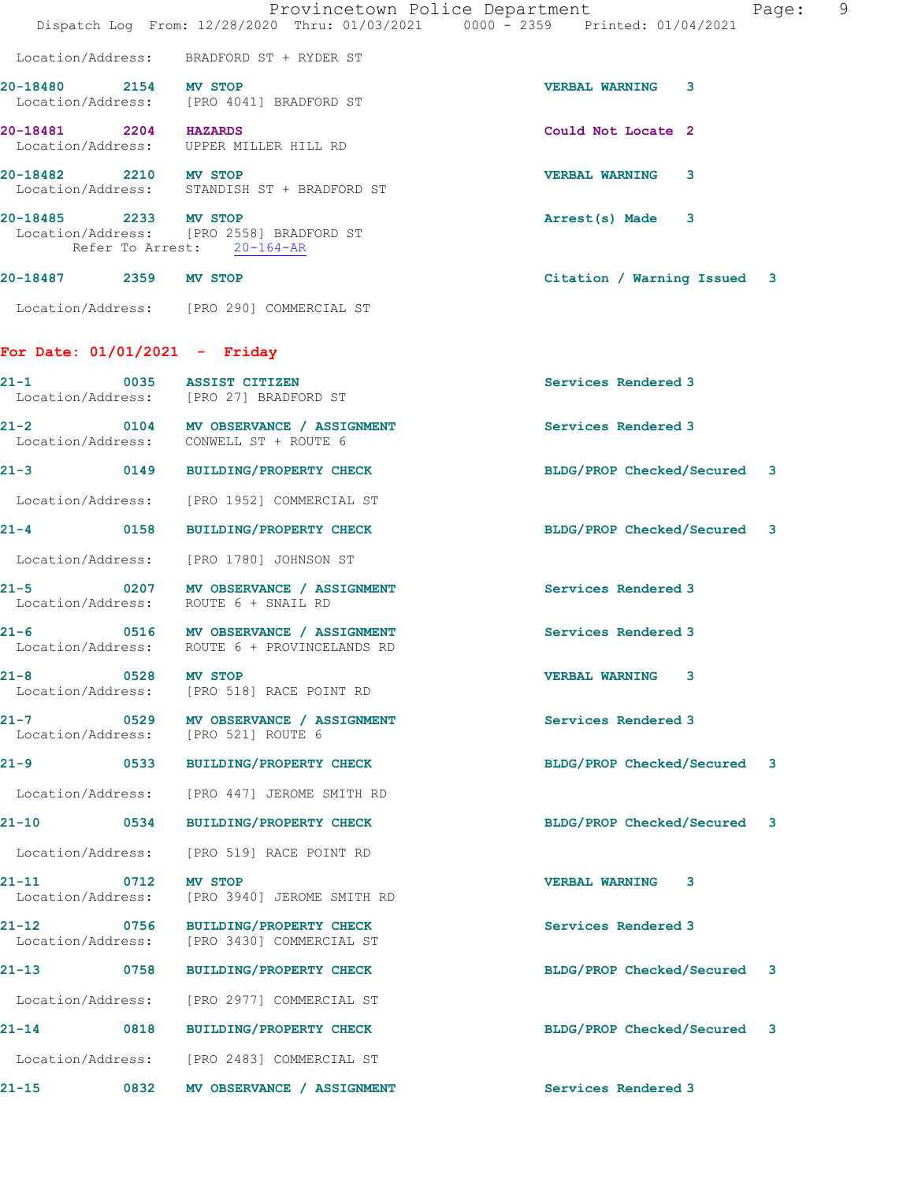Location/Address: BRADFORD ST + RYDER ST

**20-18480** 2154 **MV STOP** VERBAL WARNING 3
Location/Address: [PRO 4041] BRADFORD ST

**20-18481** 2204 **HAZARDS** Could Not Locate 2
Location/Address: UPPER MILLER HILL RD

**20-18482** 2210 **MV STOP** VERBAL WARNING 3
Location/Address: STANDISH ST + BRADFORD ST

**20-18485** 2233 **MV STOP** Arrest(s) Made 3
Location/Address: [PRO 2558] BRADFORD ST
Refer To Arrest: 20-164-AR

**20-18487** 2359 **MV STOP** Citation / Warning Issued 3
Location/Address: [PRO 290] COMMERCIAL ST

## For Date: 01/01/2021 - Friday

**21-1** 0035 **ASSIST CITIZEN** Services Rendered 3
Location/Address: [PRO 27] BRADFORD ST

**21-2** 0104 **MV OBSERVANCE / ASSIGNMENT** Services Rendered 3
Location/Address: CONWELL ST + ROUTE 6

**21-3** 0149 **BUILDING/PROPERTY CHECK** BLDG/PROP Checked/Secured 3
Location/Address: [PRO 1952] COMMERCIAL ST

**21-4** 0158 **BUILDING/PROPERTY CHECK** BLDG/PROP Checked/Secured 3
Location/Address: [PRO 1780] JOHNSON ST

**21-5** 0207 **MV OBSERVANCE / ASSIGNMENT** Services Rendered 3
Location/Address: ROUTE 6 + SNAIL RD

**21-6** 0516 **MV OBSERVANCE / ASSIGNMENT** Services Rendered 3
Location/Address: ROUTE 6 + PROVINCELANDS RD

**21-8** 0528 **MV STOP** VERBAL WARNING 3
Location/Address: [PRO 518] RACE POINT RD

**21-7** 0529 **MV OBSERVANCE / ASSIGNMENT** Services Rendered 3
Location/Address: [PRO 521] ROUTE 6

**21-9** 0533 **BUILDING/PROPERTY CHECK** BLDG/PROP Checked/Secured 3
Location/Address: [PRO 447] JEROME SMITH RD

**21-10** 0534 **BUILDING/PROPERTY CHECK** BLDG/PROP Checked/Secured 3
Location/Address: [PRO 519] RACE POINT RD

**21-11** 0712 **MV STOP** VERBAL WARNING 3
Location/Address: [PRO 3940] JEROME SMITH RD

**21-12** 0756 **BUILDING/PROPERTY CHECK** Services Rendered 3
Location/Address: [PRO 3430] COMMERCIAL ST

**21-13** 0758 **BUILDING/PROPERTY CHECK** BLDG/PROP Checked/Secured 3
Location/Address: [PRO 2977] COMMERCIAL ST

**21-14** 0818 **BUILDING/PROPERTY CHECK** BLDG/PROP Checked/Secured 3
Location/Address: [PRO 2483] COMMERCIAL ST

**21-15** 0832 **MV OBSERVANCE / ASSIGNMENT** Services Rendered 3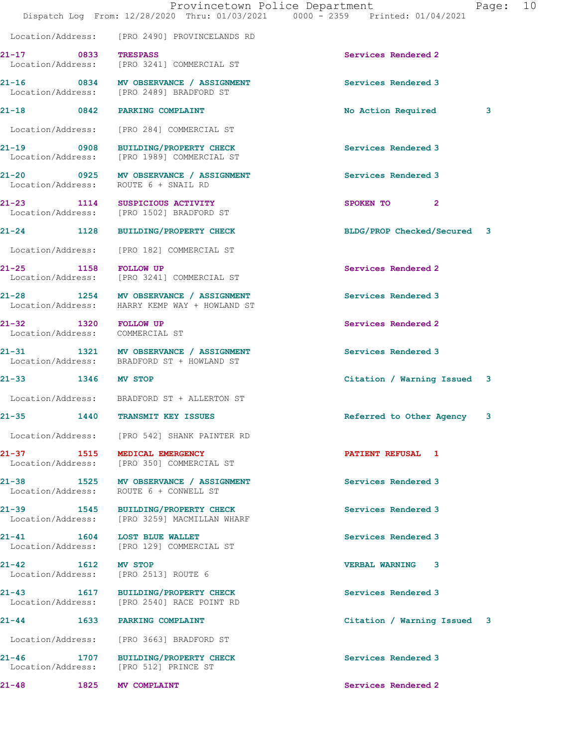Location/Address: [PRO 2490] PROVINCELANDS RD

**21-17 0833 TRESPASS** Services Rendered 2
Location/Address: [PRO 3241] COMMERCIAL ST

**21-16 0834 MV OBSERVANCE / ASSIGNMENT** Services Rendered 3
Location/Address: [PRO 2489] BRADFORD ST

**21-18 0842 PARKING COMPLAINT** No Action Required 3
Location/Address: [PRO 284] COMMERCIAL ST

**21-19 0908 BUILDING/PROPERTY CHECK** Services Rendered 3
Location/Address: [PRO 1989] COMMERCIAL ST

**21-20 0925 MV OBSERVANCE / ASSIGNMENT** Services Rendered 3
Location/Address: ROUTE 6 + SNAIL RD

**21-23 1114 SUSPICIOUS ACTIVITY** SPOKEN TO 2
Location/Address: [PRO 1502] BRADFORD ST

**21-24 1128 BUILDING/PROPERTY CHECK** BLDG/PROP Checked/Secured 3
Location/Address: [PRO 182] COMMERCIAL ST

**21-25 1158 FOLLOW UP** Services Rendered 2
Location/Address: [PRO 3241] COMMERCIAL ST

**21-28 1254 MV OBSERVANCE / ASSIGNMENT** Services Rendered 3
Location/Address: HARRY KEMP WAY + HOWLAND ST

**21-32 1320 FOLLOW UP** Services Rendered 2
Location/Address: COMMERCIAL ST

**21-31 1321 MV OBSERVANCE / ASSIGNMENT** Services Rendered 3
Location/Address: BRADFORD ST + HOWLAND ST

**21-33 1346 MV STOP** Citation / Warning Issued 3
Location/Address: BRADFORD ST + ALLERTON ST

**21-35 1440 TRANSMIT KEY ISSUES** Referred to Other Agency 3
Location/Address: [PRO 542] SHANK PAINTER RD

**21-37 1515 MEDICAL EMERGENCY** PATIENT REFUSAL 1
Location/Address: [PRO 350] COMMERCIAL ST

**21-38 1525 MV OBSERVANCE / ASSIGNMENT** Services Rendered 3
Location/Address: ROUTE 6 + CONWELL ST

**21-39 1545 BUILDING/PROPERTY CHECK** Services Rendered 3
Location/Address: [PRO 3259] MACMILLAN WHARF

**21-41 1604 LOST BLUE WALLET** Services Rendered 3
Location/Address: [PRO 129] COMMERCIAL ST

**21-42 1612 MV STOP** VERBAL WARNING 3
Location/Address: [PRO 2513] ROUTE 6

**21-43 1617 BUILDING/PROPERTY CHECK** Services Rendered 3
Location/Address: [PRO 2540] RACE POINT RD

**21-44 1633 PARKING COMPLAINT** Citation / Warning Issued 3
Location/Address: [PRO 3663] BRADFORD ST

**21-46 1707 BUILDING/PROPERTY CHECK** Services Rendered 3
Location/Address: [PRO 512] PRINCE ST

**21-48 1825 MV COMPLAINT** Services Rendered 2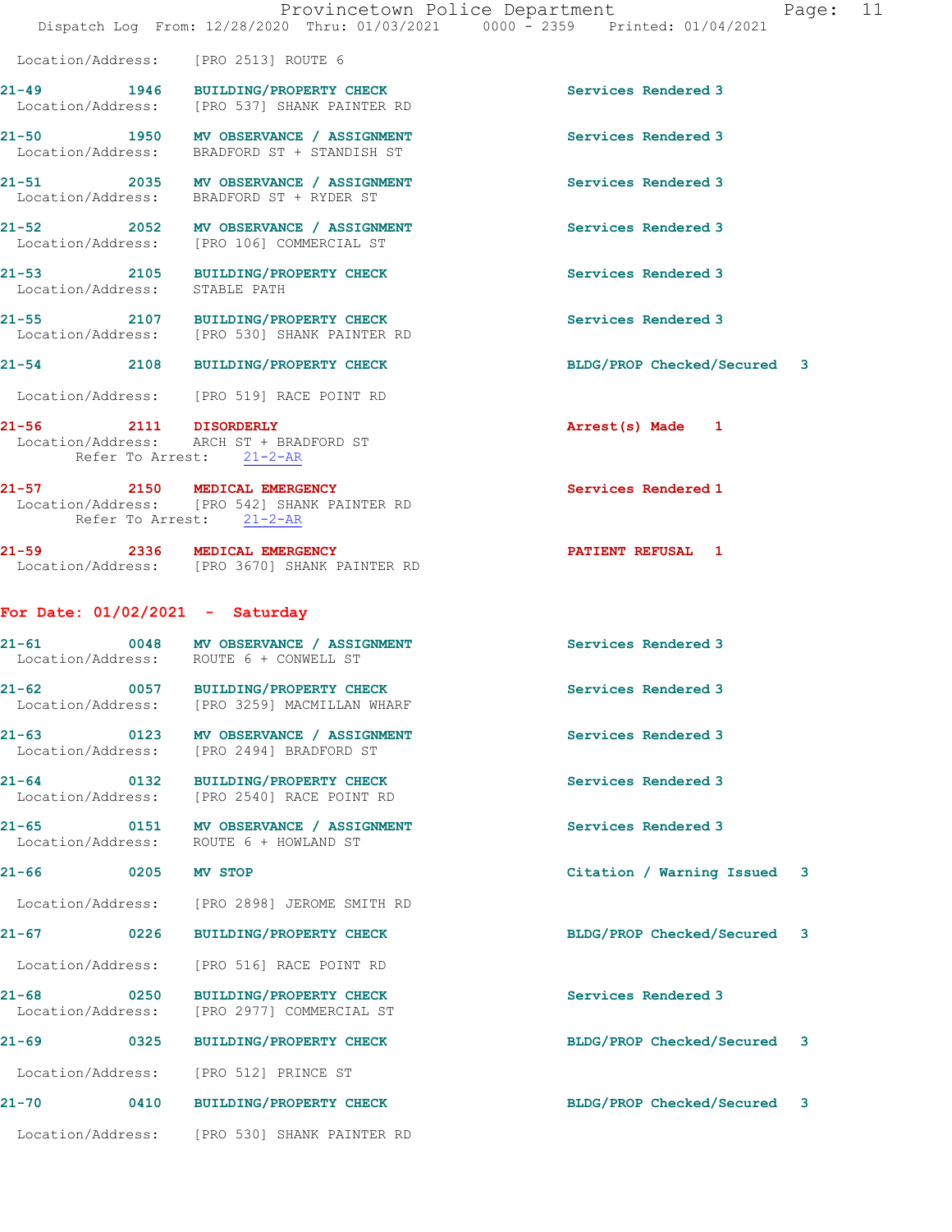Location/Address: [PRO 2513] ROUTE 6

**21-49 1946 BUILDING/PROPERTY CHECK** Services Rendered 3
Location/Address: [PRO 537] SHANK PAINTER RD

**21-50 1950 MV OBSERVANCE / ASSIGNMENT** Services Rendered 3
Location/Address: BRADFORD ST + STANDISH ST

**21-51 2035 MV OBSERVANCE / ASSIGNMENT** Services Rendered 3
Location/Address: BRADFORD ST + RYDER ST

**21-52 2052 MV OBSERVANCE / ASSIGNMENT** Services Rendered 3
Location/Address: [PRO 106] COMMERCIAL ST

**21-53 2105 BUILDING/PROPERTY CHECK** Services Rendered 3
Location/Address: STABLE PATH

**21-55 2107 BUILDING/PROPERTY CHECK** Services Rendered 3
Location/Address: [PRO 530] SHANK PAINTER RD

**21-54 2108 BUILDING/PROPERTY CHECK** BLDG/PROP Checked/Secured 3
Location/Address: [PRO 519] RACE POINT RD

**21-56 2111 DISORDERLY** Arrest(s) Made 1
Location/Address: ARCH ST + BRADFORD ST
Refer To Arrest: 21-2-AR

**21-57 2150 MEDICAL EMERGENCY** Services Rendered 1
Location/Address: [PRO 542] SHANK PAINTER RD
Refer To Arrest: 21-2-AR

**21-59 2336 MEDICAL EMERGENCY** PATIENT REFUSAL 1
Location/Address: [PRO 3670] SHANK PAINTER RD

## For Date: 01/02/2021 - Saturday

**21-61 0048 MV OBSERVANCE / ASSIGNMENT** Services Rendered 3
Location/Address: ROUTE 6 + CONWELL ST

**21-62 0057 BUILDING/PROPERTY CHECK** Services Rendered 3
Location/Address: [PRO 3259] MACMILLAN WHARF

**21-63 0123 MV OBSERVANCE / ASSIGNMENT** Services Rendered 3
Location/Address: [PRO 2494] BRADFORD ST

**21-64 0132 BUILDING/PROPERTY CHECK** Services Rendered 3
Location/Address: [PRO 2540] RACE POINT RD

**21-65 0151 MV OBSERVANCE / ASSIGNMENT** Services Rendered 3
Location/Address: ROUTE 6 + HOWLAND ST

**21-66 0205 MV STOP** Citation / Warning Issued 3
Location/Address: [PRO 2898] JEROME SMITH RD

**21-67 0226 BUILDING/PROPERTY CHECK** BLDG/PROP Checked/Secured 3
Location/Address: [PRO 516] RACE POINT RD

**21-68 0250 BUILDING/PROPERTY CHECK** Services Rendered 3
Location/Address: [PRO 2977] COMMERCIAL ST

**21-69 0325 BUILDING/PROPERTY CHECK** BLDG/PROP Checked/Secured 3
Location/Address: [PRO 512] PRINCE ST

**21-70 0410 BUILDING/PROPERTY CHECK** BLDG/PROP Checked/Secured 3
Location/Address: [PRO 530] SHANK PAINTER RD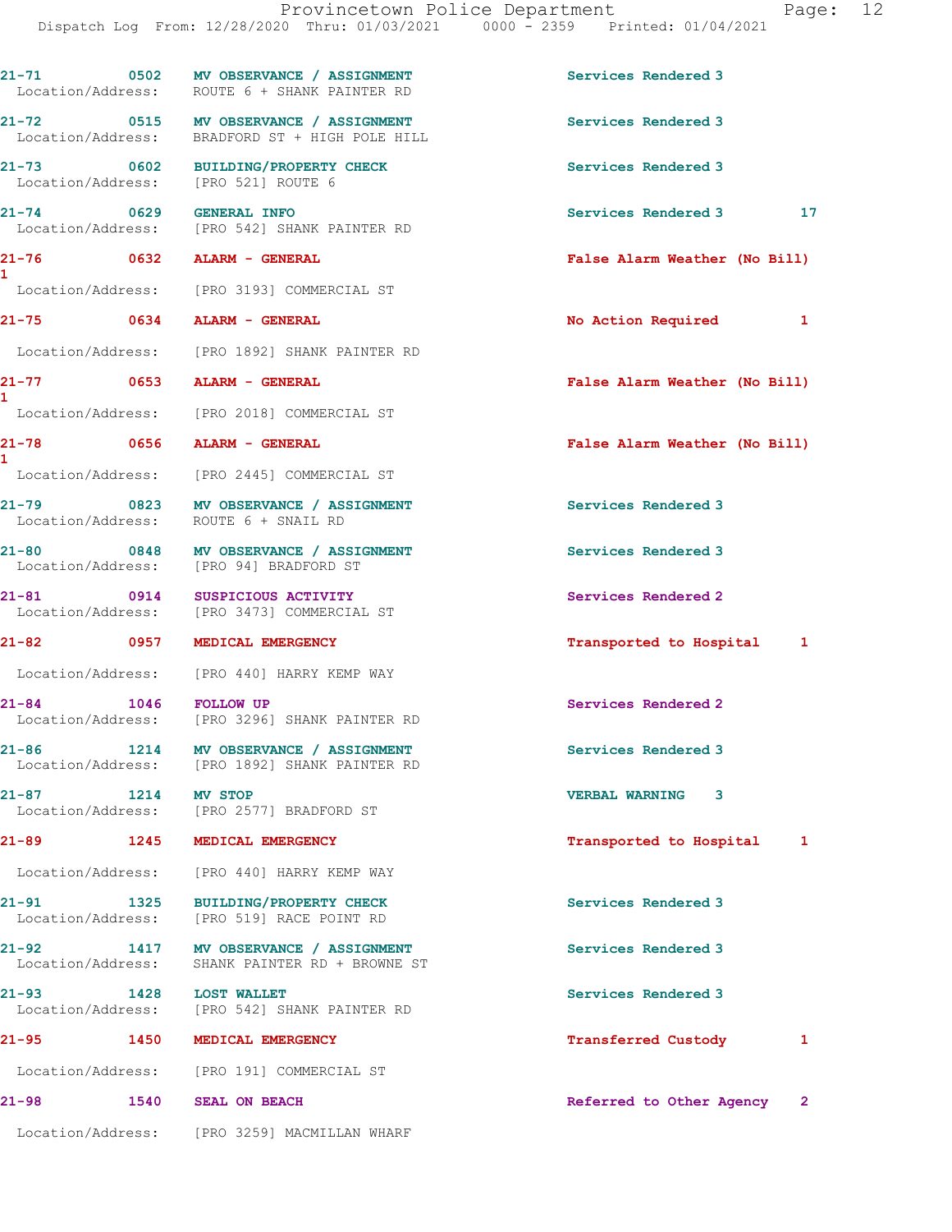21-71 0502 MV OBSERVANCE / ASSIGNMENT Services Rendered 3
Location/Address: ROUTE 6 + SHANK PAINTER RD

21-72 0515 MV OBSERVANCE / ASSIGNMENT Services Rendered 3
Location/Address: BRADFORD ST + HIGH POLE HILL

21-73 0602 BUILDING/PROPERTY CHECK Services Rendered 3
Location/Address: [PRO 521] ROUTE 6

21-74 0629 GENERAL INFO Services Rendered 3 17
Location/Address: [PRO 542] SHANK PAINTER RD

21-76 0632 ALARM - GENERAL False Alarm Weather (No Bill) 1
Location/Address: [PRO 3193] COMMERCIAL ST

21-75 0634 ALARM - GENERAL No Action Required 1
Location/Address: [PRO 1892] SHANK PAINTER RD

21-77 0653 ALARM - GENERAL False Alarm Weather (No Bill) 1
Location/Address: [PRO 2018] COMMERCIAL ST

21-78 0656 ALARM - GENERAL False Alarm Weather (No Bill) 1
Location/Address: [PRO 2445] COMMERCIAL ST

21-79 0823 MV OBSERVANCE / ASSIGNMENT Services Rendered 3
Location/Address: ROUTE 6 + SNAIL RD

21-80 0848 MV OBSERVANCE / ASSIGNMENT Services Rendered 3
Location/Address: [PRO 94] BRADFORD ST

21-81 0914 SUSPICIOUS ACTIVITY Services Rendered 2
Location/Address: [PRO 3473] COMMERCIAL ST

21-82 0957 MEDICAL EMERGENCY Transported to Hospital 1
Location/Address: [PRO 440] HARRY KEMP WAY

21-84 1046 FOLLOW UP Services Rendered 2
Location/Address: [PRO 3296] SHANK PAINTER RD

21-86 1214 MV OBSERVANCE / ASSIGNMENT Services Rendered 3
Location/Address: [PRO 1892] SHANK PAINTER RD

21-87 1214 MV STOP VERBAL WARNING 3
Location/Address: [PRO 2577] BRADFORD ST

21-89 1245 MEDICAL EMERGENCY Transported to Hospital 1
Location/Address: [PRO 440] HARRY KEMP WAY

21-91 1325 BUILDING/PROPERTY CHECK Services Rendered 3
Location/Address: [PRO 519] RACE POINT RD

21-92 1417 MV OBSERVANCE / ASSIGNMENT Services Rendered 3
Location/Address: SHANK PAINTER RD + BROWNE ST

21-93 1428 LOST WALLET Services Rendered 3
Location/Address: [PRO 542] SHANK PAINTER RD

21-95 1450 MEDICAL EMERGENCY Transferred Custody 1
Location/Address: [PRO 191] COMMERCIAL ST

21-98 1540 SEAL ON BEACH Referred to Other Agency 2
Location/Address: [PRO 3259] MACMILLAN WHARF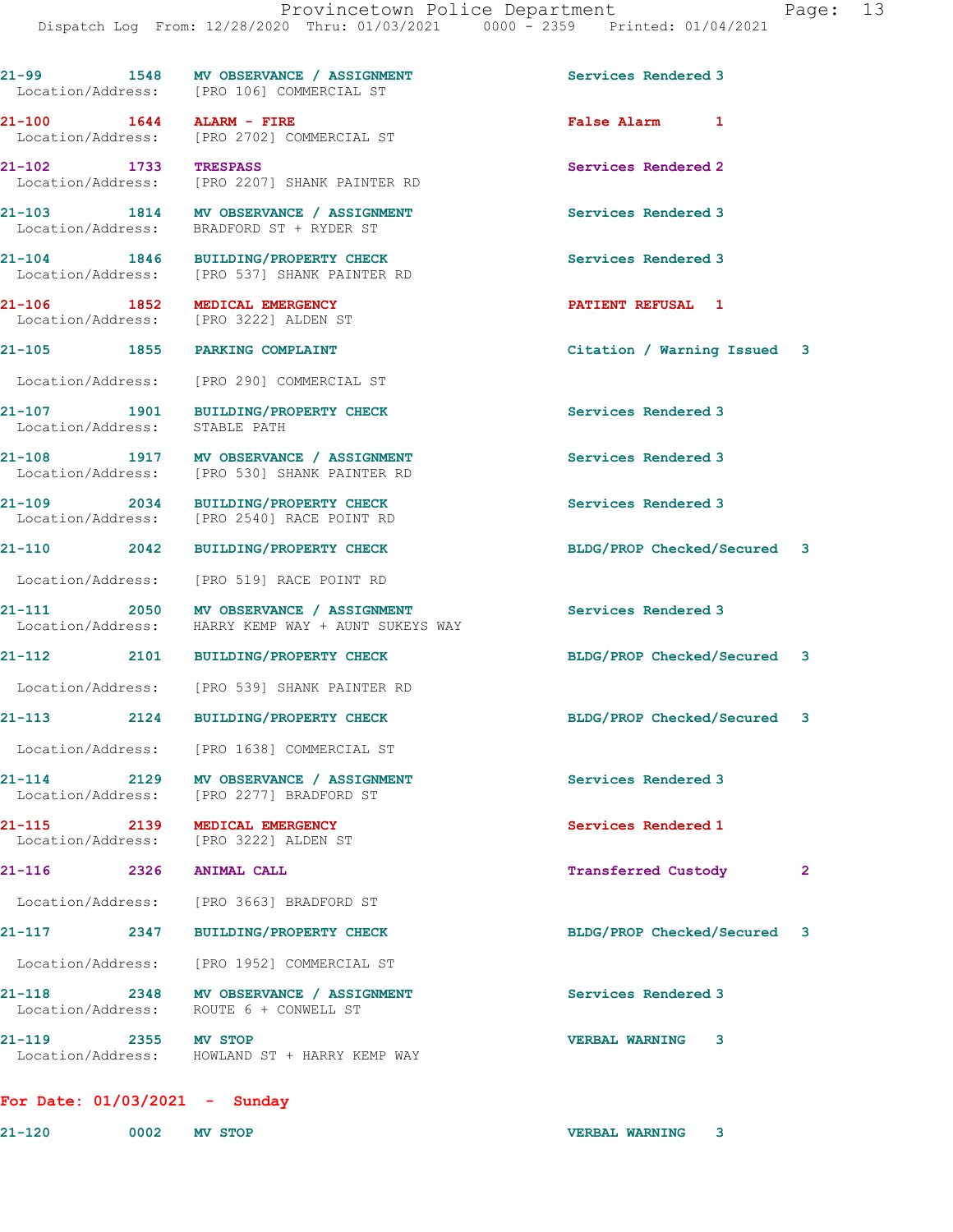| Call # | Time | Call Type | Disposition |
|---|---|---|---|
| 21-99 | 1548 | MV OBSERVANCE / ASSIGNMENT | Services Rendered 3 |
| Location/Address: | | [PRO 106] COMMERCIAL ST | |
| 21-100 | 1644 | ALARM - FIRE | False Alarm 1 |
| Location/Address: | | [PRO 2702] COMMERCIAL ST | |
| 21-102 | 1733 | TRESPASS | Services Rendered 2 |
| Location/Address: | | [PRO 2207] SHANK PAINTER RD | |
| 21-103 | 1814 | MV OBSERVANCE / ASSIGNMENT | Services Rendered 3 |
| Location/Address: | | BRADFORD ST + RYDER ST | |
| 21-104 | 1846 | BUILDING/PROPERTY CHECK | Services Rendered 3 |
| Location/Address: | | [PRO 537] SHANK PAINTER RD | |
| 21-106 | 1852 | MEDICAL EMERGENCY | PATIENT REFUSAL 1 |
| Location/Address: | | [PRO 3222] ALDEN ST | |
| 21-105 | 1855 | PARKING COMPLAINT | Citation / Warning Issued 3 |
| Location/Address: | | [PRO 290] COMMERCIAL ST | |
| 21-107 | 1901 | BUILDING/PROPERTY CHECK | Services Rendered 3 |
| Location/Address: | | STABLE PATH | |
| 21-108 | 1917 | MV OBSERVANCE / ASSIGNMENT | Services Rendered 3 |
| Location/Address: | | [PRO 530] SHANK PAINTER RD | |
| 21-109 | 2034 | BUILDING/PROPERTY CHECK | Services Rendered 3 |
| Location/Address: | | [PRO 2540] RACE POINT RD | |
| 21-110 | 2042 | BUILDING/PROPERTY CHECK | BLDG/PROP Checked/Secured 3 |
| Location/Address: | | [PRO 519] RACE POINT RD | |
| 21-111 | 2050 | MV OBSERVANCE / ASSIGNMENT | Services Rendered 3 |
| Location/Address: | | HARRY KEMP WAY + AUNT SUKEYS WAY | |
| 21-112 | 2101 | BUILDING/PROPERTY CHECK | BLDG/PROP Checked/Secured 3 |
| Location/Address: | | [PRO 539] SHANK PAINTER RD | |
| 21-113 | 2124 | BUILDING/PROPERTY CHECK | BLDG/PROP Checked/Secured 3 |
| Location/Address: | | [PRO 1638] COMMERCIAL ST | |
| 21-114 | 2129 | MV OBSERVANCE / ASSIGNMENT | Services Rendered 3 |
| Location/Address: | | [PRO 2277] BRADFORD ST | |
| 21-115 | 2139 | MEDICAL EMERGENCY | Services Rendered 1 |
| Location/Address: | | [PRO 3222] ALDEN ST | |
| 21-116 | 2326 | ANIMAL CALL | Transferred Custody 2 |
| Location/Address: | | [PRO 3663] BRADFORD ST | |
| 21-117 | 2347 | BUILDING/PROPERTY CHECK | BLDG/PROP Checked/Secured 3 |
| Location/Address: | | [PRO 1952] COMMERCIAL ST | |
| 21-118 | 2348 | MV OBSERVANCE / ASSIGNMENT | Services Rendered 3 |
| Location/Address: | | ROUTE 6 + CONWELL ST | |
| 21-119 | 2355 | MV STOP | VERBAL WARNING 3 |
| Location/Address: | | HOWLAND ST + HARRY KEMP WAY | |

**For Date: 01/03/2021 - Sunday**

| Call # | Time | Call Type | Disposition |
|---|---|---|---|
| 21-120 | 0002 | MV STOP | VERBAL WARNING 3 |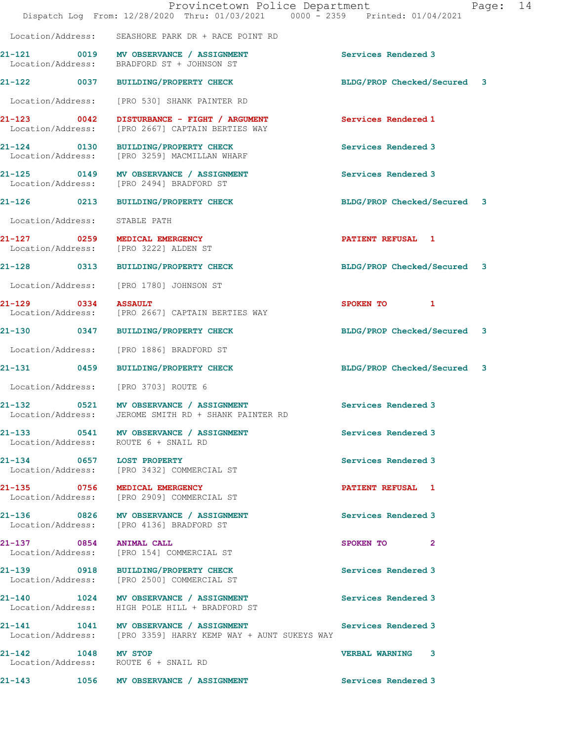Location/Address: SEASHORE PARK DR + RACE POINT RD

**21-121** 0019 **MV OBSERVANCE / ASSIGNMENT** Services Rendered 3
Location/Address: BRADFORD ST + JOHNSON ST

**21-122** 0037 **BUILDING/PROPERTY CHECK** BLDG/PROP Checked/Secured 3
Location/Address: [PRO 530] SHANK PAINTER RD

**21-123** 0042 **DISTURBANCE - FIGHT / ARGUMENT** Services Rendered 1
Location/Address: [PRO 2667] CAPTAIN BERTIES WAY

**21-124** 0130 **BUILDING/PROPERTY CHECK** Services Rendered 3
Location/Address: [PRO 3259] MACMILLAN WHARF

**21-125** 0149 **MV OBSERVANCE / ASSIGNMENT** Services Rendered 3
Location/Address: [PRO 2494] BRADFORD ST

**21-126** 0213 **BUILDING/PROPERTY CHECK** BLDG/PROP Checked/Secured 3
Location/Address: STABLE PATH

**21-127** 0259 **MEDICAL EMERGENCY** PATIENT REFUSAL 1
Location/Address: [PRO 3222] ALDEN ST

**21-128** 0313 **BUILDING/PROPERTY CHECK** BLDG/PROP Checked/Secured 3
Location/Address: [PRO 1780] JOHNSON ST

**21-129** 0334 **ASSAULT** SPOKEN TO 1
Location/Address: [PRO 2667] CAPTAIN BERTIES WAY

**21-130** 0347 **BUILDING/PROPERTY CHECK** BLDG/PROP Checked/Secured 3
Location/Address: [PRO 1886] BRADFORD ST

**21-131** 0459 **BUILDING/PROPERTY CHECK** BLDG/PROP Checked/Secured 3
Location/Address: [PRO 3703] ROUTE 6

**21-132** 0521 **MV OBSERVANCE / ASSIGNMENT** Services Rendered 3
Location/Address: JEROME SMITH RD + SHANK PAINTER RD

**21-133** 0541 **MV OBSERVANCE / ASSIGNMENT** Services Rendered 3
Location/Address: ROUTE 6 + SNAIL RD

**21-134** 0657 **LOST PROPERTY** Services Rendered 3
Location/Address: [PRO 3432] COMMERCIAL ST

**21-135** 0756 **MEDICAL EMERGENCY** PATIENT REFUSAL 1
Location/Address: [PRO 2909] COMMERCIAL ST

**21-136** 0826 **MV OBSERVANCE / ASSIGNMENT** Services Rendered 3
Location/Address: [PRO 4136] BRADFORD ST

**21-137** 0854 **ANIMAL CALL** SPOKEN TO 2
Location/Address: [PRO 154] COMMERCIAL ST

**21-139** 0918 **BUILDING/PROPERTY CHECK** Services Rendered 3
Location/Address: [PRO 2500] COMMERCIAL ST

**21-140** 1024 **MV OBSERVANCE / ASSIGNMENT** Services Rendered 3
Location/Address: HIGH POLE HILL + BRADFORD ST

**21-141** 1041 **MV OBSERVANCE / ASSIGNMENT** Services Rendered 3
Location/Address: [PRO 3359] HARRY KEMP WAY + AUNT SUKEYS WAY

**21-142** 1048 **MV STOP** VERBAL WARNING 3
Location/Address: ROUTE 6 + SNAIL RD

**21-143** 1056 **MV OBSERVANCE / ASSIGNMENT** Services Rendered 3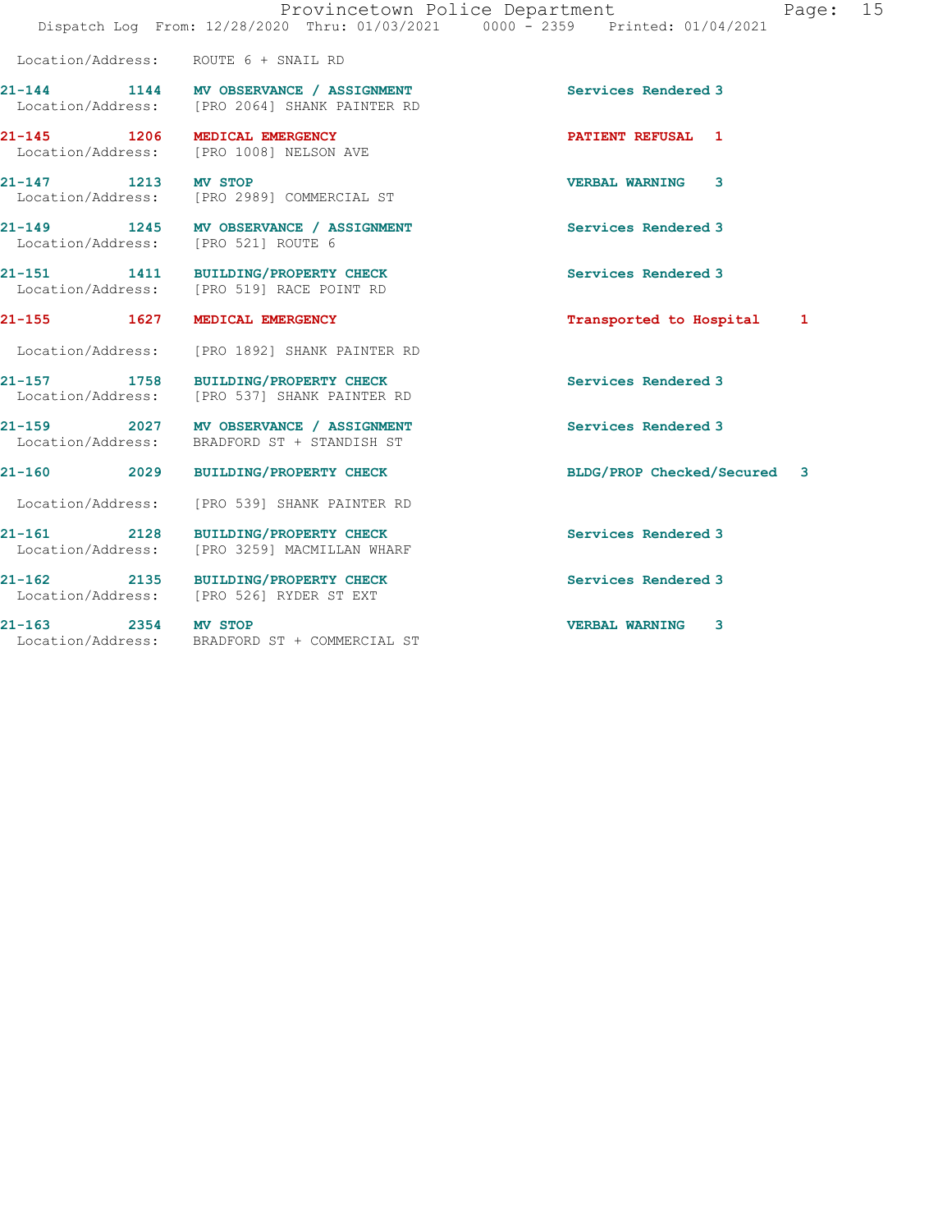Location/Address: ROUTE 6 + SNAIL RD

**21-144** 1144 **MV OBSERVANCE / ASSIGNMENT** Services Rendered 3
Location/Address: [PRO 2064] SHANK PAINTER RD

**21-145** 1206 **MEDICAL EMERGENCY** PATIENT REFUSAL 1
Location/Address: [PRO 1008] NELSON AVE

**21-147** 1213 **MV STOP** VERBAL WARNING 3
Location/Address: [PRO 2989] COMMERCIAL ST

**21-149** 1245 **MV OBSERVANCE / ASSIGNMENT** Services Rendered 3
Location/Address: [PRO 521] ROUTE 6

**21-151** 1411 **BUILDING/PROPERTY CHECK** Services Rendered 3
Location/Address: [PRO 519] RACE POINT RD

**21-155** 1627 **MEDICAL EMERGENCY** Transported to Hospital 1
Location/Address: [PRO 1892] SHANK PAINTER RD

**21-157** 1758 **BUILDING/PROPERTY CHECK** Services Rendered 3
Location/Address: [PRO 537] SHANK PAINTER RD

**21-159** 2027 **MV OBSERVANCE / ASSIGNMENT** Services Rendered 3
Location/Address: BRADFORD ST + STANDISH ST

**21-160** 2029 **BUILDING/PROPERTY CHECK** BLDG/PROP Checked/Secured 3
Location/Address: [PRO 539] SHANK PAINTER RD

**21-161** 2128 **BUILDING/PROPERTY CHECK** Services Rendered 3
Location/Address: [PRO 3259] MACMILLAN WHARF

**21-162** 2135 **BUILDING/PROPERTY CHECK** Services Rendered 3
Location/Address: [PRO 526] RYDER ST EXT

**21-163** 2354 **MV STOP** VERBAL WARNING 3
Location/Address: BRADFORD ST + COMMERCIAL ST